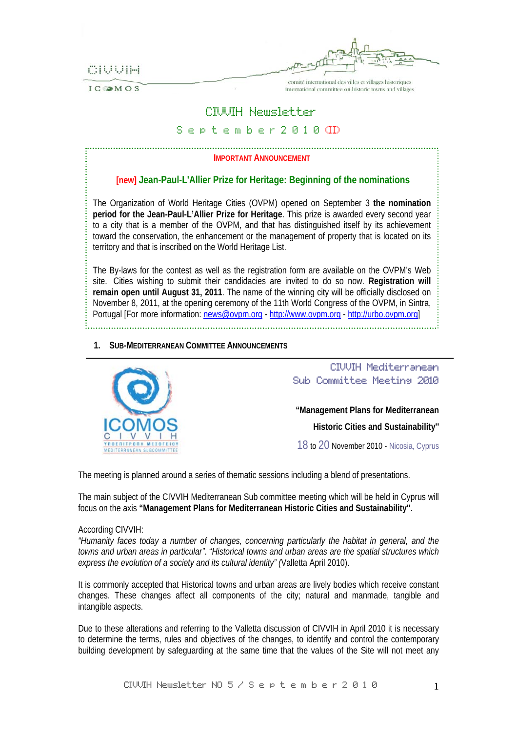CIVVIH

ICOMOS

comité international des villes et villages historiques
international committee on historic towns and villages

# CIVVIH Newsletter

## September 2010 (II)

**IMPORTANT ANNOUNCEMENT**

### [new] Jean-Paul-L'Allier Prize for Heritage: Beginning of the nominations

The Organization of World Heritage Cities (OVPM) opened on September 3 **the nomination period for the Jean-Paul-L'Allier Prize for Heritage**. This prize is awarded every second year to a city that is a member of the OVPM, and that has distinguished itself by its achievement toward the conservation, the enhancement or the management of property that is located on its territory and that is inscribed on the World Heritage List.

The By-laws for the contest as well as the registration form are available on the OVPM's Web site. Cities wishing to submit their candidacies are invited to do so now. **Registration will remain open until August 31, 2011**. The name of the winning city will be officially disclosed on November 8, 2011, at the opening ceremony of the 11th World Congress of the OVPM, in Sintra, Portugal [For more information: news@ovpm.org - http://www.ovpm.org - http://urbo.ovpm.org]

## 1. SUB-MEDITERRANEAN COMMITTEE ANNOUNCEMENTS

ICOMOS CIVVIH
ΥΠΟΕΠΙΤΡΟΠΗ ΜΕΣΟΓΕΙΟΥ
MEDITERRANEAN SUBCOMMITTEE

CIVVIH Mediterranean Sub Committee Meeting 2010

**"Management Plans for Mediterranean Historic Cities and Sustainability"**

18 to 20 November 2010 - Nicosia, Cyprus

The meeting is planned around a series of thematic sessions including a blend of presentations.

The main subject of the CIVVIH Mediterranean Sub committee meeting which will be held in Cyprus will focus on the axis **"Management Plans for Mediterranean Historic Cities and Sustainability"**.

According CIVVIH:
*"Humanity faces today a number of changes, concerning particularly the habitat in general, and the towns and urban areas in particular"*. "*Historical towns and urban areas are the spatial structures which express the evolution of a society and its cultural identity"* (Valletta April 2010).

It is commonly accepted that Historical towns and urban areas are lively bodies which receive constant changes. These changes affect all components of the city; natural and manmade, tangible and intangible aspects.

Due to these alterations and referring to the Valletta discussion of CIVVIH in April 2010 it is necessary to determine the terms, rules and objectives of the changes, to identify and control the contemporary building development by safeguarding at the same time that the values of the Site will not meet any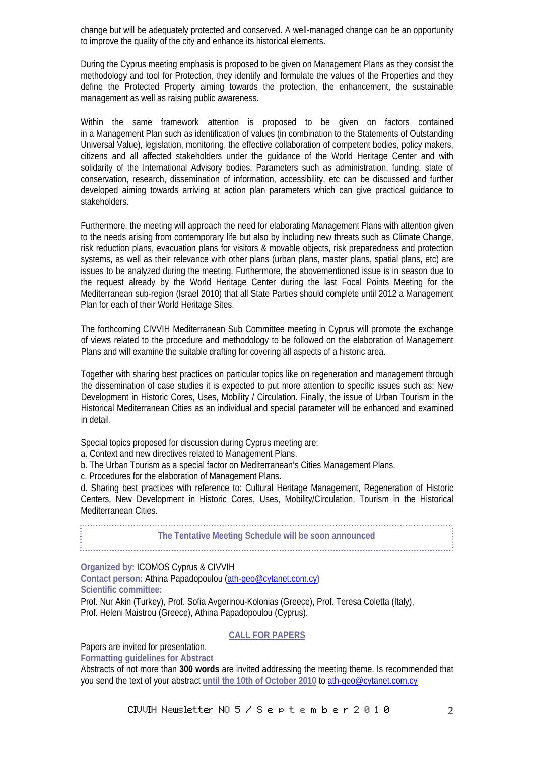change but will be adequately protected and conserved. A well-managed change can be an opportunity to improve the quality of the city and enhance its historical elements.

During the Cyprus meeting emphasis is proposed to be given on Management Plans as they consist the methodology and tool for Protection, they identify and formulate the values of the Properties and they define the Protected Property aiming towards the protection, the enhancement, the sustainable management as well as raising public awareness.

Within the same framework attention is proposed to be given on factors contained in a Management Plan such as identification of values (in combination to the Statements of Outstanding Universal Value), legislation, monitoring, the effective collaboration of competent bodies, policy makers, citizens and all affected stakeholders under the guidance of the World Heritage Center and with solidarity of the International Advisory bodies. Parameters such as administration, funding, state of conservation, research, dissemination of information, accessibility, etc can be discussed and further developed aiming towards arriving at action plan parameters which can give practical guidance to stakeholders.

Furthermore, the meeting will approach the need for elaborating Management Plans with attention given to the needs arising from contemporary life but also by including new threats such as Climate Change, risk reduction plans, evacuation plans for visitors & movable objects, risk preparedness and protection systems, as well as their relevance with other plans (urban plans, master plans, spatial plans, etc) are issues to be analyzed during the meeting. Furthermore, the abovementioned issue is in season due to the request already by the World Heritage Center during the last Focal Points Meeting for the Mediterranean sub-region (Israel 2010) that all State Parties should complete until 2012 a Management Plan for each of their World Heritage Sites.

The forthcoming CIVVIH Mediterranean Sub Committee meeting in Cyprus will promote the exchange of views related to the procedure and methodology to be followed on the elaboration of Management Plans and will examine the suitable drafting for covering all aspects of a historic area.

Together with sharing best practices on particular topics like on regeneration and management through the dissemination of case studies it is expected to put more attention to specific issues such as: New Development in Historic Cores, Uses, Mobility / Circulation. Finally, the issue of Urban Tourism in the Historical Mediterranean Cities as an individual and special parameter will be enhanced and examined in detail.

Special topics proposed for discussion during Cyprus meeting are:

a. Context and new directives related to Management Plans.
b. The Urban Tourism as a special factor on Mediterranean's Cities Management Plans.
c. Procedures for the elaboration of Management Plans.
d. Sharing best practices with reference to: Cultural Heritage Management, Regeneration of Historic Centers, New Development in Historic Cores, Uses, Mobility/Circulation, Tourism in the Historical Mediterranean Cities.

**The Tentative Meeting Schedule will be soon announced**

**Organized by:** ICOMOS Cyprus & CIVVIH
**Contact person:** Athina Papadopoulou (ath-geo@cytanet.com.cy)
**Scientific committee:**
Prof. Nur Akin (Turkey), Prof. Sofia Avgerinou-Kolonias (Greece), Prof. Teresa Coletta (Italy), Prof. Heleni Maistrou (Greece), Athina Papadopoulou (Cyprus).

## CALL FOR PAPERS

Papers are invited for presentation.

**Formatting guidelines for Abstract**

Abstracts of not more than **300 words** are invited addressing the meeting theme. Is recommended that you send the text of your abstract **until the 10th of October 2010** to ath-geo@cytanet.com.cy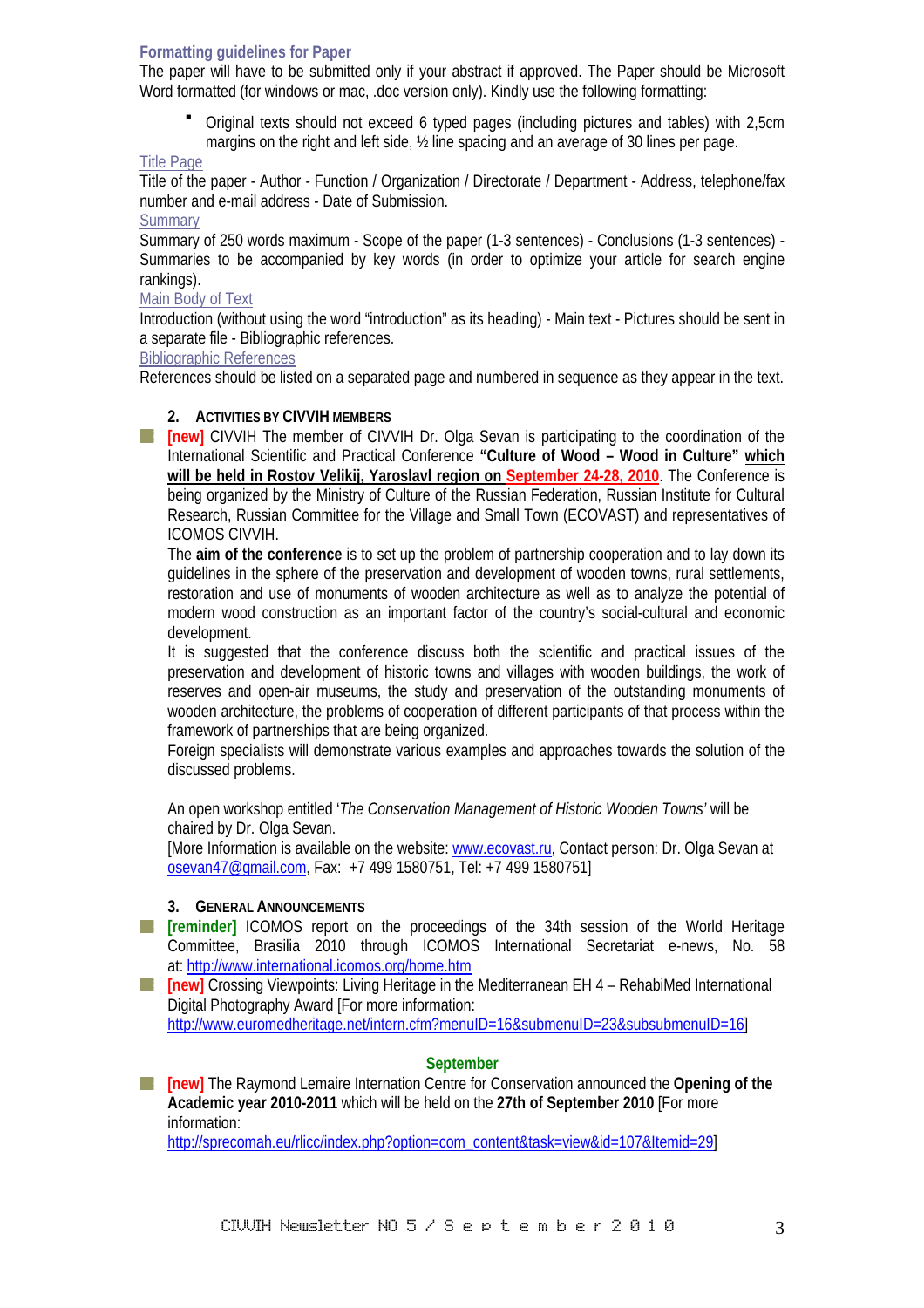### Formatting guidelines for Paper

The paper will have to be submitted only if your abstract if approved. The Paper should be Microsoft Word formatted (for windows or mac, .doc version only). Kindly use the following formatting:

- Original texts should not exceed 6 typed pages (including pictures and tables) with 2,5cm margins on the right and left side, ½ line spacing and an average of 30 lines per page.

Title Page

Title of the paper - Author - Function / Organization / Directorate / Department - Address, telephone/fax number and e-mail address - Date of Submission.

Summary

Summary of 250 words maximum - Scope of the paper (1-3 sentences) - Conclusions (1-3 sentences) - Summaries to be accompanied by key words (in order to optimize your article for search engine rankings).

Main Body of Text

Introduction (without using the word "introduction" as its heading) - Main text - Pictures should be sent in a separate file - Bibliographic references.

Bibliographic References

References should be listed on a separated page and numbered in sequence as they appear in the text.

## 2. ACTIVITIES BY CIVVIH MEMBERS

- **[new]** CIVVIH The member of CIVVIH Dr. Olga Sevan is participating to the coordination of the International Scientific and Practical Conference **"Culture of Wood – Wood in Culture" which will be held in Rostov Velikij, Yaroslavl region on September 24-28, 2010**. The Conference is being organized by the Ministry of Culture of the Russian Federation, Russian Institute for Cultural Research, Russian Committee for the Village and Small Town (ECOVAST) and representatives of ICOMOS CIVVIH.

  The **aim of the conference** is to set up the problem of partnership cooperation and to lay down its guidelines in the sphere of the preservation and development of wooden towns, rural settlements, restoration and use of monuments of wooden architecture as well as to analyze the potential of modern wood construction as an important factor of the country's social-cultural and economic development.

  It is suggested that the conference discuss both the scientific and practical issues of the preservation and development of historic towns and villages with wooden buildings, the work of reserves and open-air museums, the study and preservation of the outstanding monuments of wooden architecture, the problems of cooperation of different participants of that process within the framework of partnerships that are being organized.

  Foreign specialists will demonstrate various examples and approaches towards the solution of the discussed problems.

  An open workshop entitled '*The Conservation Management of Historic Wooden Towns'* will be chaired by Dr. Olga Sevan.

  [More Information is available on the website: www.ecovast.ru, Contact person: Dr. Olga Sevan at osevan47@gmail.com, Fax: +7 499 1580751, Tel: +7 499 1580751]

## 3. GENERAL ANNOUNCEMENTS

- **[reminder]** ICOMOS report on the proceedings of the 34th session of the World Heritage Committee, Brasilia 2010 through ICOMOS International Secretariat e-news, No. 58 at: http://www.international.icomos.org/home.htm
- **[new]** Crossing Viewpoints: Living Heritage in the Mediterranean EH 4 – RehabiMed International Digital Photography Award [For more information: http://www.euromedheritage.net/intern.cfm?menuID=16&submenuID=23&subsubmenuID=16]

**September**

- **[new]** The Raymond Lemaire Internation Centre for Conservation announced the **Opening of the Academic year 2010-2011** which will be held on the **27th of September 2010** [For more information: http://sprecomah.eu/rlicc/index.php?option=com_content&task=view&id=107&Itemid=29]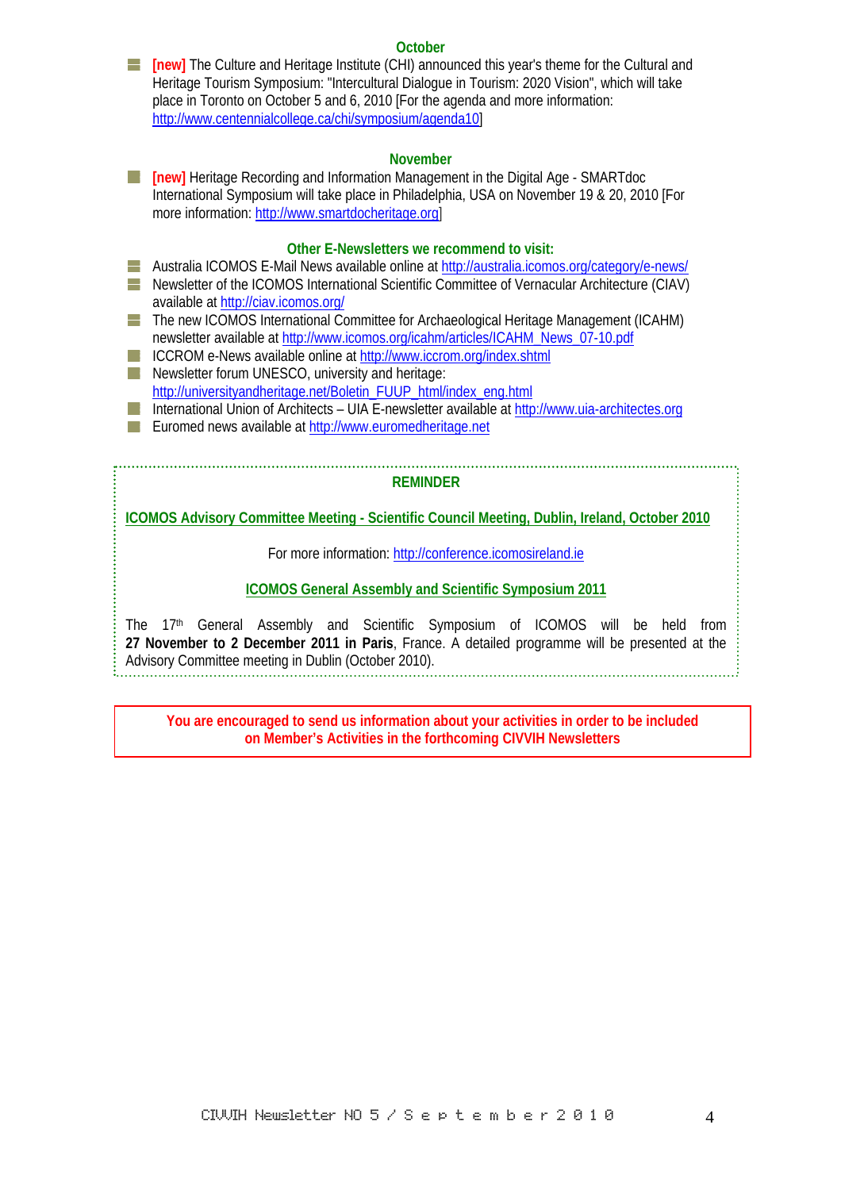### October

- **[new]** The Culture and Heritage Institute (CHI) announced this year's theme for the Cultural and Heritage Tourism Symposium: "Intercultural Dialogue in Tourism: 2020 Vision", which will take place in Toronto on October 5 and 6, 2010 [For the agenda and more information: http://www.centennialcollege.ca/chi/symposium/agenda10]

### November

- **[new]** Heritage Recording and Information Management in the Digital Age - SMARTdoc International Symposium will take place in Philadelphia, USA on November 19 & 20, 2010 [For more information: http://www.smartdocheritage.org]

### Other E-Newsletters we recommend to visit:

- Australia ICOMOS E-Mail News available online at http://australia.icomos.org/category/e-news/
- Newsletter of the ICOMOS International Scientific Committee of Vernacular Architecture (CIAV) available at http://ciav.icomos.org/
- The new ICOMOS International Committee for Archaeological Heritage Management (ICAHM) newsletter available at http://www.icomos.org/icahm/articles/ICAHM_News_07-10.pdf
- ICCROM e-News available online at http://www.iccrom.org/index.shtml
- Newsletter forum UNESCO, university and heritage: http://universityandheritage.net/Boletin_FUUP_html/index_eng.html
- International Union of Architects – UIA E-newsletter available at http://www.uia-architectes.org
- Euromed news available at http://www.euromedheritage.net

### REMINDER

**ICOMOS Advisory Committee Meeting - Scientific Council Meeting, Dublin, Ireland, October 2010**

For more information: http://conference.icomosireland.ie

**ICOMOS General Assembly and Scientific Symposium 2011**

The 17th General Assembly and Scientific Symposium of ICOMOS will be held from **27 November to 2 December 2011 in Paris**, France. A detailed programme will be presented at the Advisory Committee meeting in Dublin (October 2010).

**You are encouraged to send us information about your activities in order to be included on Member's Activities in the forthcoming CIVVIH Newsletters**